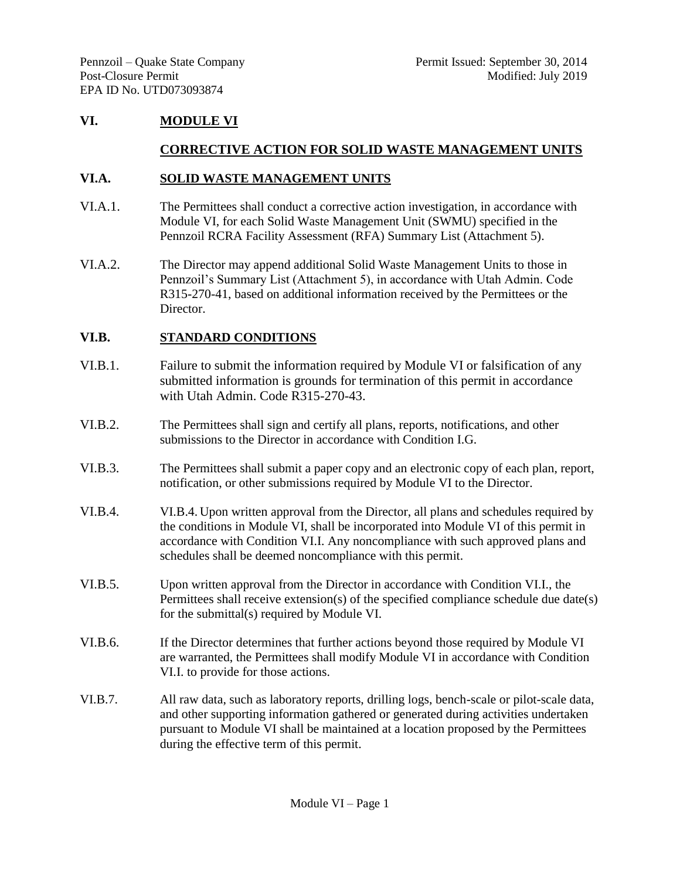# VI. MODULE VI

## CORRECTIVE ACTION FOR SOLID WASTE MANAGEMENT UNITS

### VI.A. SOLID WASTE MANAGEMENT UNITS

VI.A.1. The Permittees shall conduct a corrective action investigation, in accordance with Module VI, for each Solid Waste Management Unit (SWMU) specified in the Pennzoil RCRA Facility Assessment (RFA) Summary List (Attachment 5).

VI.A.2. The Director may append additional Solid Waste Management Units to those in Pennzoil's Summary List (Attachment 5), in accordance with Utah Admin. Code R315-270-41, based on additional information received by the Permittees or the Director.

### VI.B. STANDARD CONDITIONS

VI.B.1. Failure to submit the information required by Module VI or falsification of any submitted information is grounds for termination of this permit in accordance with Utah Admin. Code R315-270-43.

VI.B.2. The Permittees shall sign and certify all plans, reports, notifications, and other submissions to the Director in accordance with Condition I.G.

VI.B.3. The Permittees shall submit a paper copy and an electronic copy of each plan, report, notification, or other submissions required by Module VI to the Director.

VI.B.4. VI.B.4. Upon written approval from the Director, all plans and schedules required by the conditions in Module VI, shall be incorporated into Module VI of this permit in accordance with Condition VI.I. Any noncompliance with such approved plans and schedules shall be deemed noncompliance with this permit.

VI.B.5. Upon written approval from the Director in accordance with Condition VI.I., the Permittees shall receive extension(s) of the specified compliance schedule due date(s) for the submittal(s) required by Module VI.

VI.B.6. If the Director determines that further actions beyond those required by Module VI are warranted, the Permittees shall modify Module VI in accordance with Condition VI.I. to provide for those actions.

VI.B.7. All raw data, such as laboratory reports, drilling logs, bench-scale or pilot-scale data, and other supporting information gathered or generated during activities undertaken pursuant to Module VI shall be maintained at a location proposed by the Permittees during the effective term of this permit.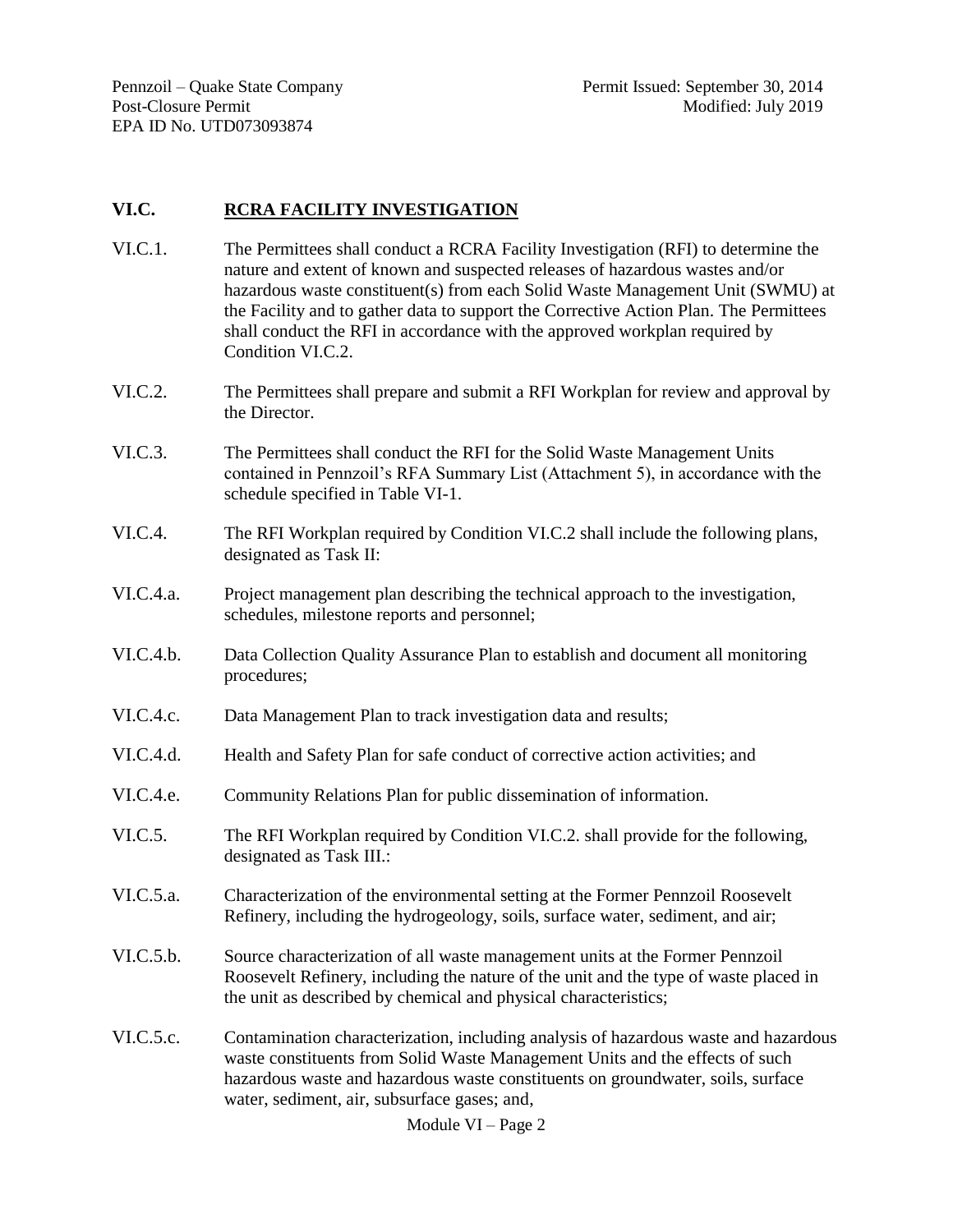## VI.C. RCRA FACILITY INVESTIGATION

VI.C.1. The Permittees shall conduct a RCRA Facility Investigation (RFI) to determine the nature and extent of known and suspected releases of hazardous wastes and/or hazardous waste constituent(s) from each Solid Waste Management Unit (SWMU) at the Facility and to gather data to support the Corrective Action Plan. The Permittees shall conduct the RFI in accordance with the approved workplan required by Condition VI.C.2.

VI.C.2. The Permittees shall prepare and submit a RFI Workplan for review and approval by the Director.

VI.C.3. The Permittees shall conduct the RFI for the Solid Waste Management Units contained in Pennzoil's RFA Summary List (Attachment 5), in accordance with the schedule specified in Table VI-1.

VI.C.4. The RFI Workplan required by Condition VI.C.2 shall include the following plans, designated as Task II:

VI.C.4.a. Project management plan describing the technical approach to the investigation, schedules, milestone reports and personnel;

VI.C.4.b. Data Collection Quality Assurance Plan to establish and document all monitoring procedures;

VI.C.4.c. Data Management Plan to track investigation data and results;

VI.C.4.d. Health and Safety Plan for safe conduct of corrective action activities; and

VI.C.4.e. Community Relations Plan for public dissemination of information.

VI.C.5. The RFI Workplan required by Condition VI.C.2. shall provide for the following, designated as Task III.:

VI.C.5.a. Characterization of the environmental setting at the Former Pennzoil Roosevelt Refinery, including the hydrogeology, soils, surface water, sediment, and air;

VI.C.5.b. Source characterization of all waste management units at the Former Pennzoil Roosevelt Refinery, including the nature of the unit and the type of waste placed in the unit as described by chemical and physical characteristics;

VI.C.5.c. Contamination characterization, including analysis of hazardous waste and hazardous waste constituents from Solid Waste Management Units and the effects of such hazardous waste and hazardous waste constituents on groundwater, soils, surface water, sediment, air, subsurface gases; and,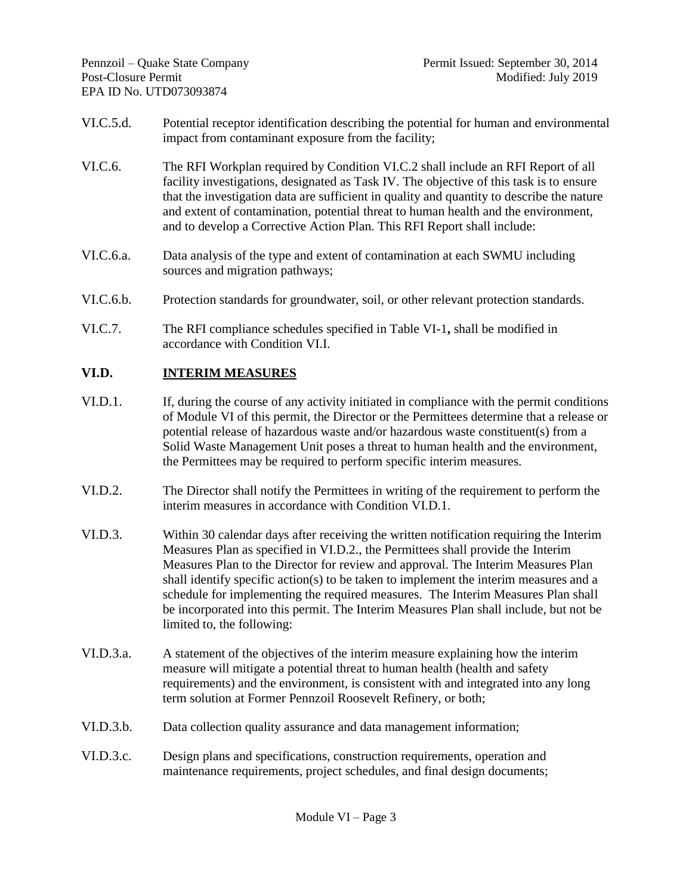VI.C.5.d. Potential receptor identification describing the potential for human and environmental impact from contaminant exposure from the facility;

VI.C.6. The RFI Workplan required by Condition VI.C.2 shall include an RFI Report of all facility investigations, designated as Task IV. The objective of this task is to ensure that the investigation data are sufficient in quality and quantity to describe the nature and extent of contamination, potential threat to human health and the environment, and to develop a Corrective Action Plan. This RFI Report shall include:

VI.C.6.a. Data analysis of the type and extent of contamination at each SWMU including sources and migration pathways;

VI.C.6.b. Protection standards for groundwater, soil, or other relevant protection standards.

VI.C.7. The RFI compliance schedules specified in Table VI-1**,** shall be modified in accordance with Condition VI.I.

## VI.D. INTERIM MEASURES

VI.D.1. If, during the course of any activity initiated in compliance with the permit conditions of Module VI of this permit, the Director or the Permittees determine that a release or potential release of hazardous waste and/or hazardous waste constituent(s) from a Solid Waste Management Unit poses a threat to human health and the environment, the Permittees may be required to perform specific interim measures.

VI.D.2. The Director shall notify the Permittees in writing of the requirement to perform the interim measures in accordance with Condition VI.D.1.

VI.D.3. Within 30 calendar days after receiving the written notification requiring the Interim Measures Plan as specified in VI.D.2., the Permittees shall provide the Interim Measures Plan to the Director for review and approval. The Interim Measures Plan shall identify specific action(s) to be taken to implement the interim measures and a schedule for implementing the required measures. The Interim Measures Plan shall be incorporated into this permit. The Interim Measures Plan shall include, but not be limited to, the following:

VI.D.3.a. A statement of the objectives of the interim measure explaining how the interim measure will mitigate a potential threat to human health (health and safety requirements) and the environment, is consistent with and integrated into any long term solution at Former Pennzoil Roosevelt Refinery, or both;

VI.D.3.b. Data collection quality assurance and data management information;

VI.D.3.c. Design plans and specifications, construction requirements, operation and maintenance requirements, project schedules, and final design documents;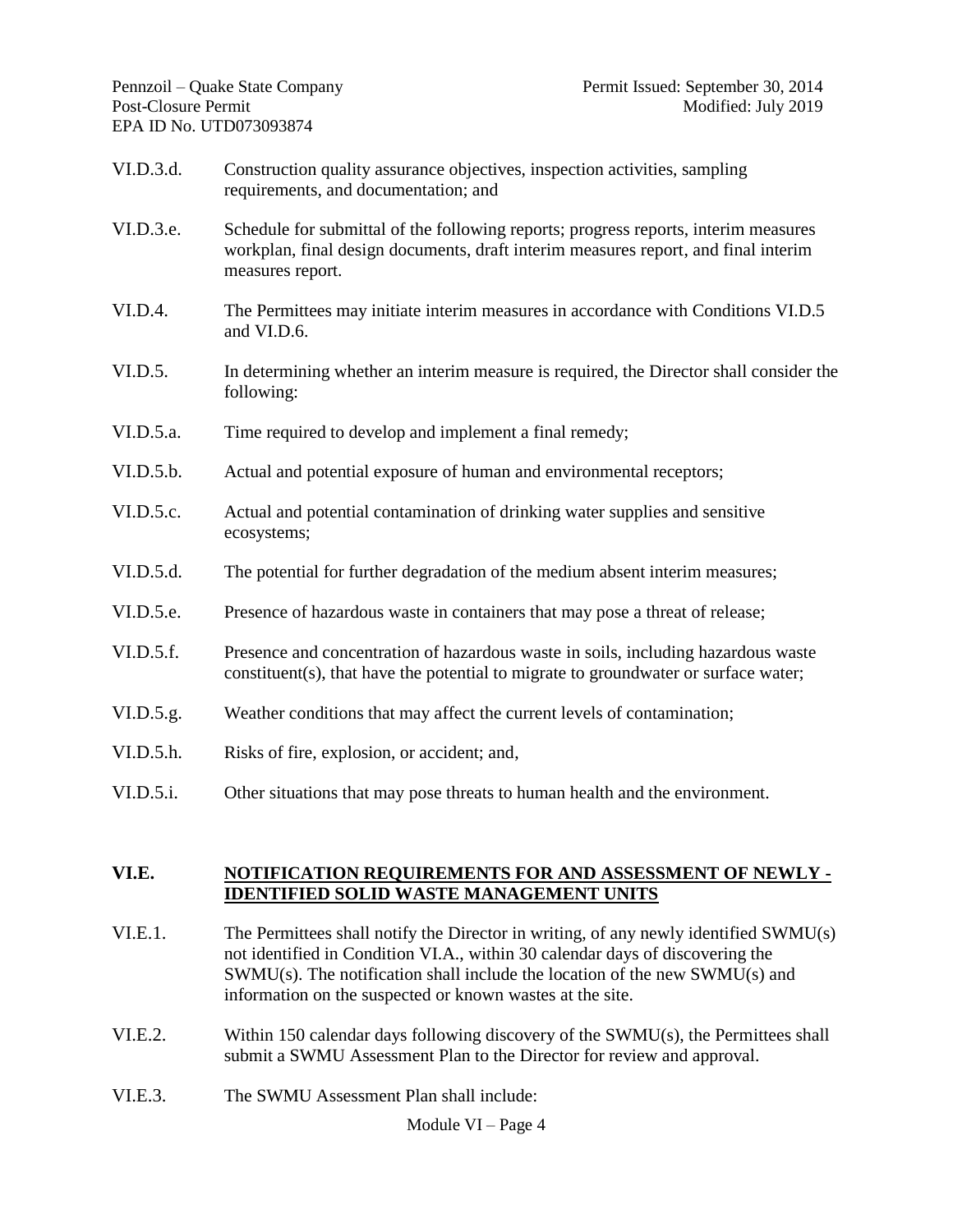VI.D.3.d. Construction quality assurance objectives, inspection activities, sampling requirements, and documentation; and

VI.D.3.e. Schedule for submittal of the following reports; progress reports, interim measures workplan, final design documents, draft interim measures report, and final interim measures report.

VI.D.4. The Permittees may initiate interim measures in accordance with Conditions VI.D.5 and VI.D.6.

VI.D.5. In determining whether an interim measure is required, the Director shall consider the following:

VI.D.5.a. Time required to develop and implement a final remedy;

VI.D.5.b. Actual and potential exposure of human and environmental receptors;

VI.D.5.c. Actual and potential contamination of drinking water supplies and sensitive ecosystems;

VI.D.5.d. The potential for further degradation of the medium absent interim measures;

VI.D.5.e. Presence of hazardous waste in containers that may pose a threat of release;

VI.D.5.f. Presence and concentration of hazardous waste in soils, including hazardous waste constituent(s), that have the potential to migrate to groundwater or surface water;

VI.D.5.g. Weather conditions that may affect the current levels of contamination;

VI.D.5.h. Risks of fire, explosion, or accident; and,

VI.D.5.i. Other situations that may pose threats to human health and the environment.

## VI.E. NOTIFICATION REQUIREMENTS FOR AND ASSESSMENT OF NEWLY - IDENTIFIED SOLID WASTE MANAGEMENT UNITS

VI.E.1. The Permittees shall notify the Director in writing, of any newly identified SWMU(s) not identified in Condition VI.A., within 30 calendar days of discovering the SWMU(s). The notification shall include the location of the new SWMU(s) and information on the suspected or known wastes at the site.

VI.E.2. Within 150 calendar days following discovery of the SWMU(s), the Permittees shall submit a SWMU Assessment Plan to the Director for review and approval.

VI.E.3. The SWMU Assessment Plan shall include: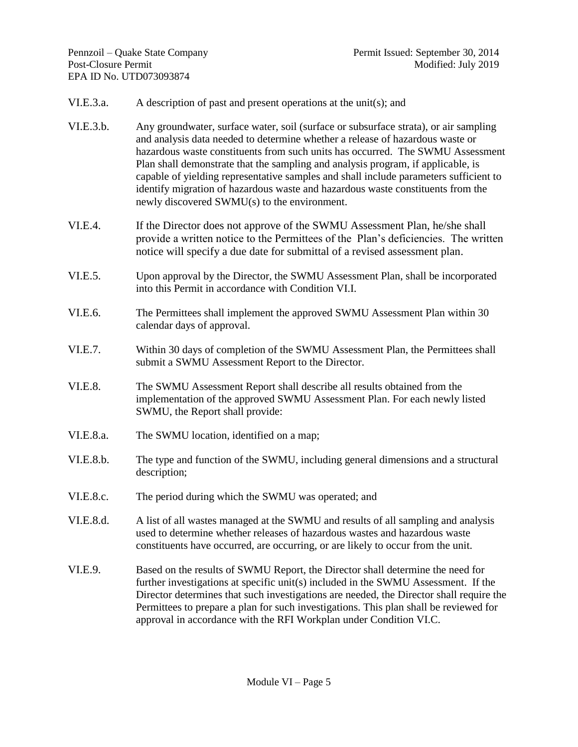VI.E.3.a. A description of past and present operations at the unit(s); and

VI.E.3.b. Any groundwater, surface water, soil (surface or subsurface strata), or air sampling and analysis data needed to determine whether a release of hazardous waste or hazardous waste constituents from such units has occurred. The SWMU Assessment Plan shall demonstrate that the sampling and analysis program, if applicable, is capable of yielding representative samples and shall include parameters sufficient to identify migration of hazardous waste and hazardous waste constituents from the newly discovered SWMU(s) to the environment.

VI.E.4. If the Director does not approve of the SWMU Assessment Plan, he/she shall provide a written notice to the Permittees of the Plan's deficiencies. The written notice will specify a due date for submittal of a revised assessment plan.

VI.E.5. Upon approval by the Director, the SWMU Assessment Plan, shall be incorporated into this Permit in accordance with Condition VI.I.

VI.E.6. The Permittees shall implement the approved SWMU Assessment Plan within 30 calendar days of approval.

VI.E.7. Within 30 days of completion of the SWMU Assessment Plan, the Permittees shall submit a SWMU Assessment Report to the Director.

VI.E.8. The SWMU Assessment Report shall describe all results obtained from the implementation of the approved SWMU Assessment Plan. For each newly listed SWMU, the Report shall provide:

VI.E.8.a. The SWMU location, identified on a map;

VI.E.8.b. The type and function of the SWMU, including general dimensions and a structural description;

VI.E.8.c. The period during which the SWMU was operated; and

VI.E.8.d. A list of all wastes managed at the SWMU and results of all sampling and analysis used to determine whether releases of hazardous wastes and hazardous waste constituents have occurred, are occurring, or are likely to occur from the unit.

VI.E.9. Based on the results of SWMU Report, the Director shall determine the need for further investigations at specific unit(s) included in the SWMU Assessment. If the Director determines that such investigations are needed, the Director shall require the Permittees to prepare a plan for such investigations. This plan shall be reviewed for approval in accordance with the RFI Workplan under Condition VI.C.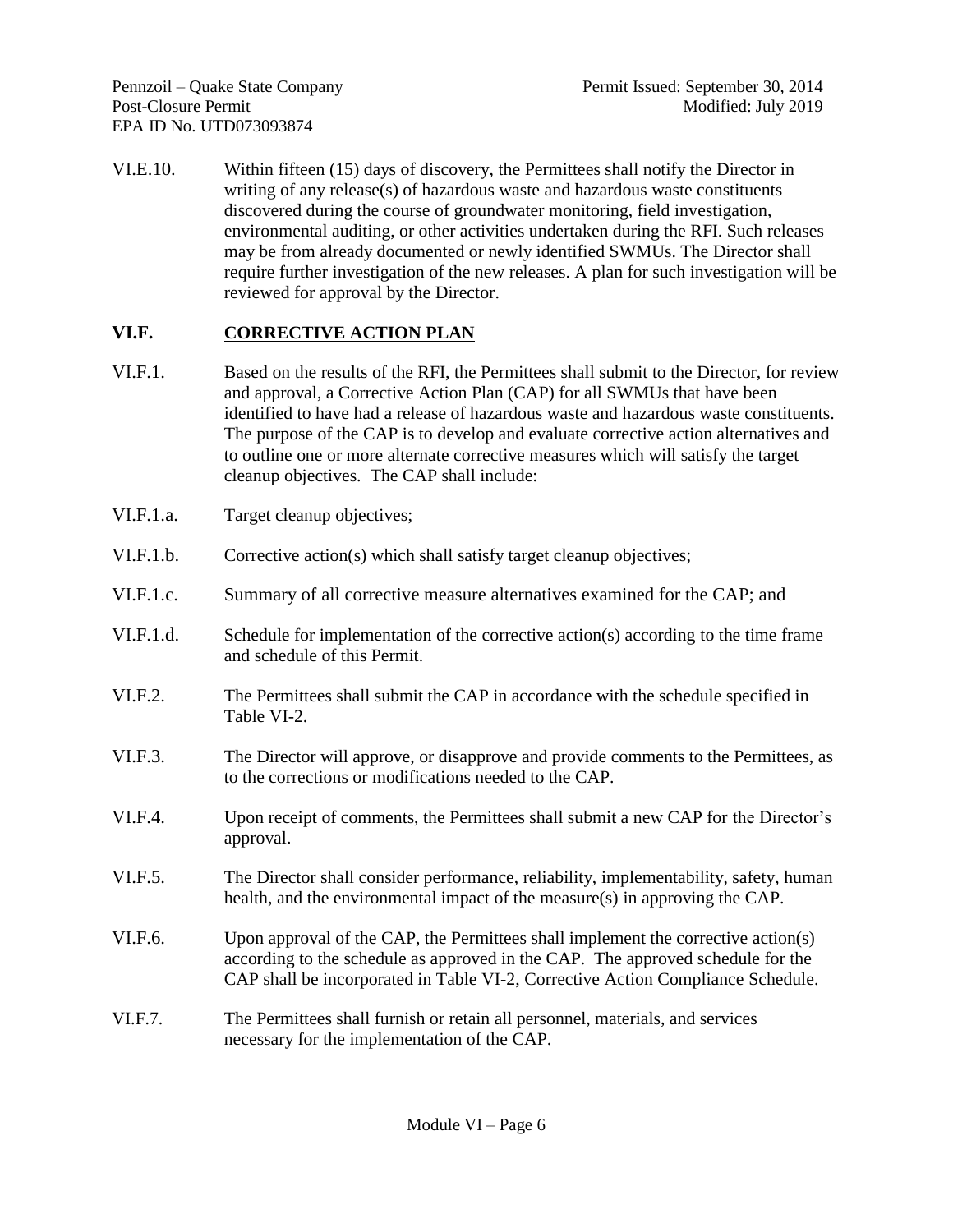VI.E.10. Within fifteen (15) days of discovery, the Permittees shall notify the Director in writing of any release(s) of hazardous waste and hazardous waste constituents discovered during the course of groundwater monitoring, field investigation, environmental auditing, or other activities undertaken during the RFI. Such releases may be from already documented or newly identified SWMUs. The Director shall require further investigation of the new releases. A plan for such investigation will be reviewed for approval by the Director.

## VI.F. <u>CORRECTIVE ACTION PLAN</u>

VI.F.1. Based on the results of the RFI, the Permittees shall submit to the Director, for review and approval, a Corrective Action Plan (CAP) for all SWMUs that have been identified to have had a release of hazardous waste and hazardous waste constituents. The purpose of the CAP is to develop and evaluate corrective action alternatives and to outline one or more alternate corrective measures which will satisfy the target cleanup objectives. The CAP shall include:

VI.F.1.a. Target cleanup objectives;

VI.F.1.b. Corrective action(s) which shall satisfy target cleanup objectives;

VI.F.1.c. Summary of all corrective measure alternatives examined for the CAP; and

VI.F.1.d. Schedule for implementation of the corrective action(s) according to the time frame and schedule of this Permit.

VI.F.2. The Permittees shall submit the CAP in accordance with the schedule specified in Table VI-2.

VI.F.3. The Director will approve, or disapprove and provide comments to the Permittees, as to the corrections or modifications needed to the CAP.

VI.F.4. Upon receipt of comments, the Permittees shall submit a new CAP for the Director's approval.

VI.F.5. The Director shall consider performance, reliability, implementability, safety, human health, and the environmental impact of the measure(s) in approving the CAP.

VI.F.6. Upon approval of the CAP, the Permittees shall implement the corrective action(s) according to the schedule as approved in the CAP. The approved schedule for the CAP shall be incorporated in Table VI-2, Corrective Action Compliance Schedule.

VI.F.7. The Permittees shall furnish or retain all personnel, materials, and services necessary for the implementation of the CAP.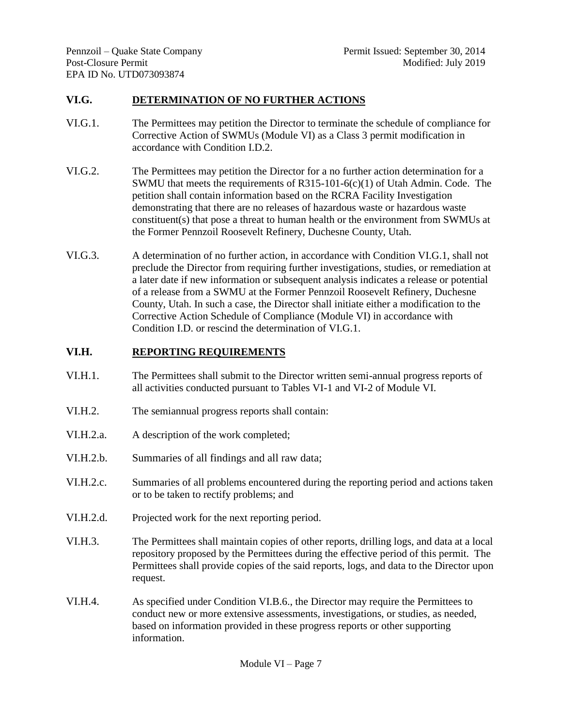## VI.G. DETERMINATION OF NO FURTHER ACTIONS

VI.G.1. The Permittees may petition the Director to terminate the schedule of compliance for Corrective Action of SWMUs (Module VI) as a Class 3 permit modification in accordance with Condition I.D.2.

VI.G.2. The Permittees may petition the Director for a no further action determination for a SWMU that meets the requirements of R315-101-6(c)(1) of Utah Admin. Code. The petition shall contain information based on the RCRA Facility Investigation demonstrating that there are no releases of hazardous waste or hazardous waste constituent(s) that pose a threat to human health or the environment from SWMUs at the Former Pennzoil Roosevelt Refinery, Duchesne County, Utah.

VI.G.3. A determination of no further action, in accordance with Condition VI.G.1, shall not preclude the Director from requiring further investigations, studies, or remediation at a later date if new information or subsequent analysis indicates a release or potential of a release from a SWMU at the Former Pennzoil Roosevelt Refinery, Duchesne County, Utah. In such a case, the Director shall initiate either a modification to the Corrective Action Schedule of Compliance (Module VI) in accordance with Condition I.D. or rescind the determination of VI.G.1.

## VI.H. REPORTING REQUIREMENTS

VI.H.1. The Permittees shall submit to the Director written semi-annual progress reports of all activities conducted pursuant to Tables VI-1 and VI-2 of Module VI.

VI.H.2. The semiannual progress reports shall contain:

VI.H.2.a. A description of the work completed;

VI.H.2.b. Summaries of all findings and all raw data;

VI.H.2.c. Summaries of all problems encountered during the reporting period and actions taken or to be taken to rectify problems; and

VI.H.2.d. Projected work for the next reporting period.

VI.H.3. The Permittees shall maintain copies of other reports, drilling logs, and data at a local repository proposed by the Permittees during the effective period of this permit. The Permittees shall provide copies of the said reports, logs, and data to the Director upon request.

VI.H.4. As specified under Condition VI.B.6., the Director may require the Permittees to conduct new or more extensive assessments, investigations, or studies, as needed, based on information provided in these progress reports or other supporting information.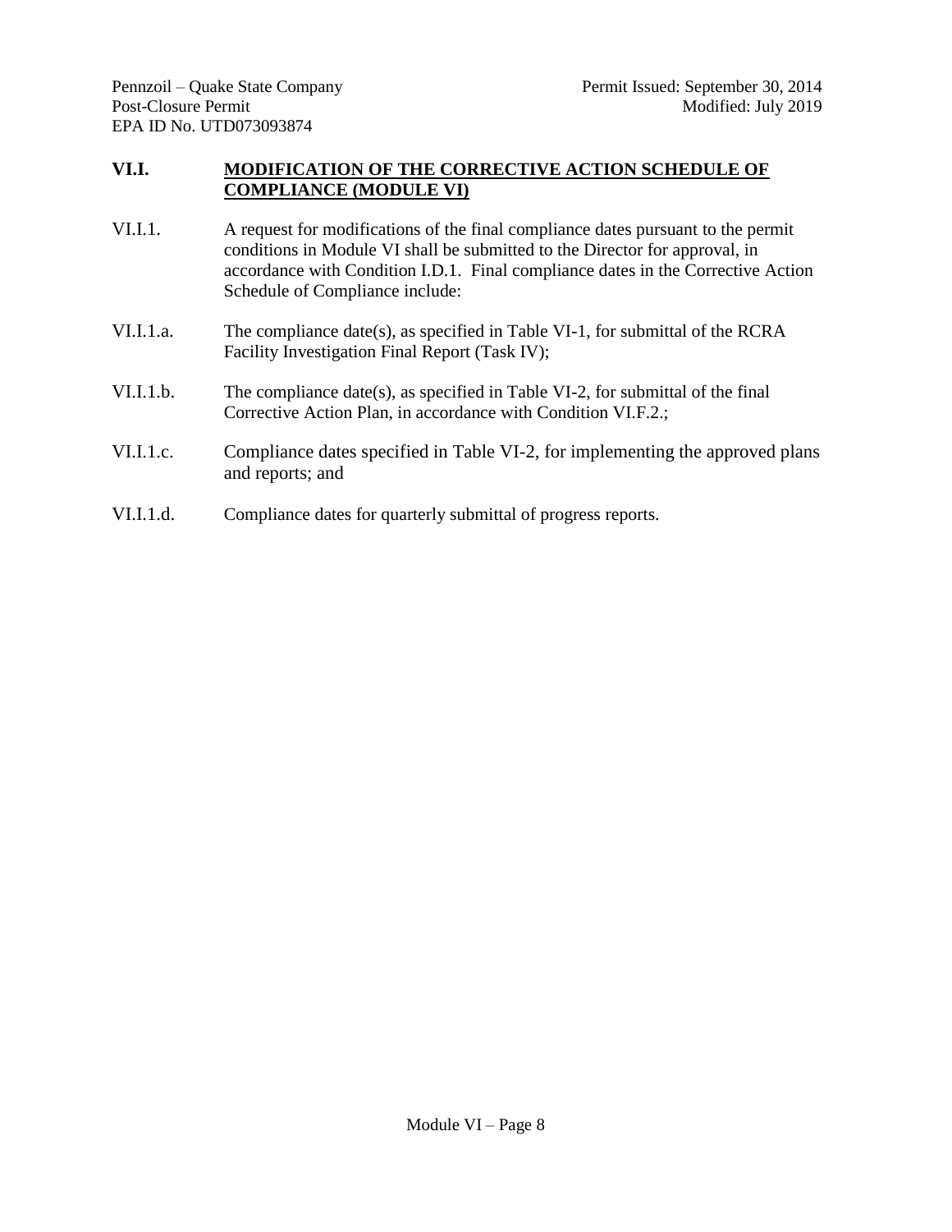## VI.I. MODIFICATION OF THE CORRECTIVE ACTION SCHEDULE OF COMPLIANCE (MODULE VI)

VI.I.1. A request for modifications of the final compliance dates pursuant to the permit conditions in Module VI shall be submitted to the Director for approval, in accordance with Condition I.D.1. Final compliance dates in the Corrective Action Schedule of Compliance include:

VI.I.1.a. The compliance date(s), as specified in Table VI-1, for submittal of the RCRA Facility Investigation Final Report (Task IV);

VI.I.1.b. The compliance date(s), as specified in Table VI-2, for submittal of the final Corrective Action Plan, in accordance with Condition VI.F.2.;

VI.I.1.c. Compliance dates specified in Table VI-2, for implementing the approved plans and reports; and

VI.I.1.d. Compliance dates for quarterly submittal of progress reports.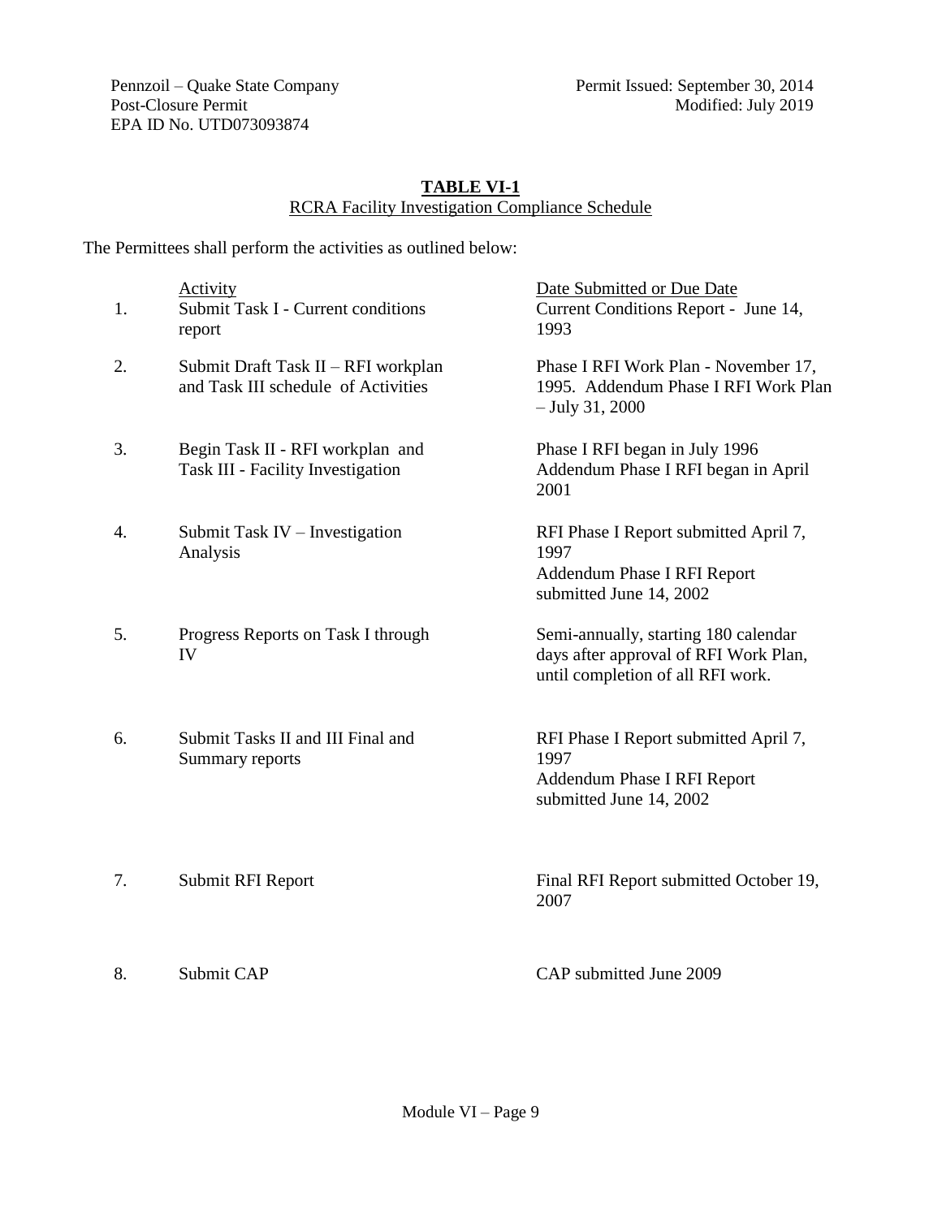## TABLE VI-1

RCRA Facility Investigation Compliance Schedule

The Permittees shall perform the activities as outlined below:

| | Activity | Date Submitted or Due Date |
|---|---|---|
| 1. | Submit Task I - Current conditions report | Current Conditions Report - June 14, 1993 |
| 2. | Submit Draft Task II – RFI workplan and Task III schedule of Activities | Phase I RFI Work Plan - November 17, 1995. Addendum Phase I RFI Work Plan – July 31, 2000 |
| 3. | Begin Task II - RFI workplan and Task III - Facility Investigation | Phase I RFI began in July 1996 Addendum Phase I RFI began in April 2001 |
| 4. | Submit Task IV – Investigation Analysis | RFI Phase I Report submitted April 7, 1997 Addendum Phase I RFI Report submitted June 14, 2002 |
| 5. | Progress Reports on Task I through IV | Semi-annually, starting 180 calendar days after approval of RFI Work Plan, until completion of all RFI work. |
| 6. | Submit Tasks II and III Final and Summary reports | RFI Phase I Report submitted April 7, 1997 Addendum Phase I RFI Report submitted June 14, 2002 |
| 7. | Submit RFI Report | Final RFI Report submitted October 19, 2007 |
| 8. | Submit CAP | CAP submitted June 2009 |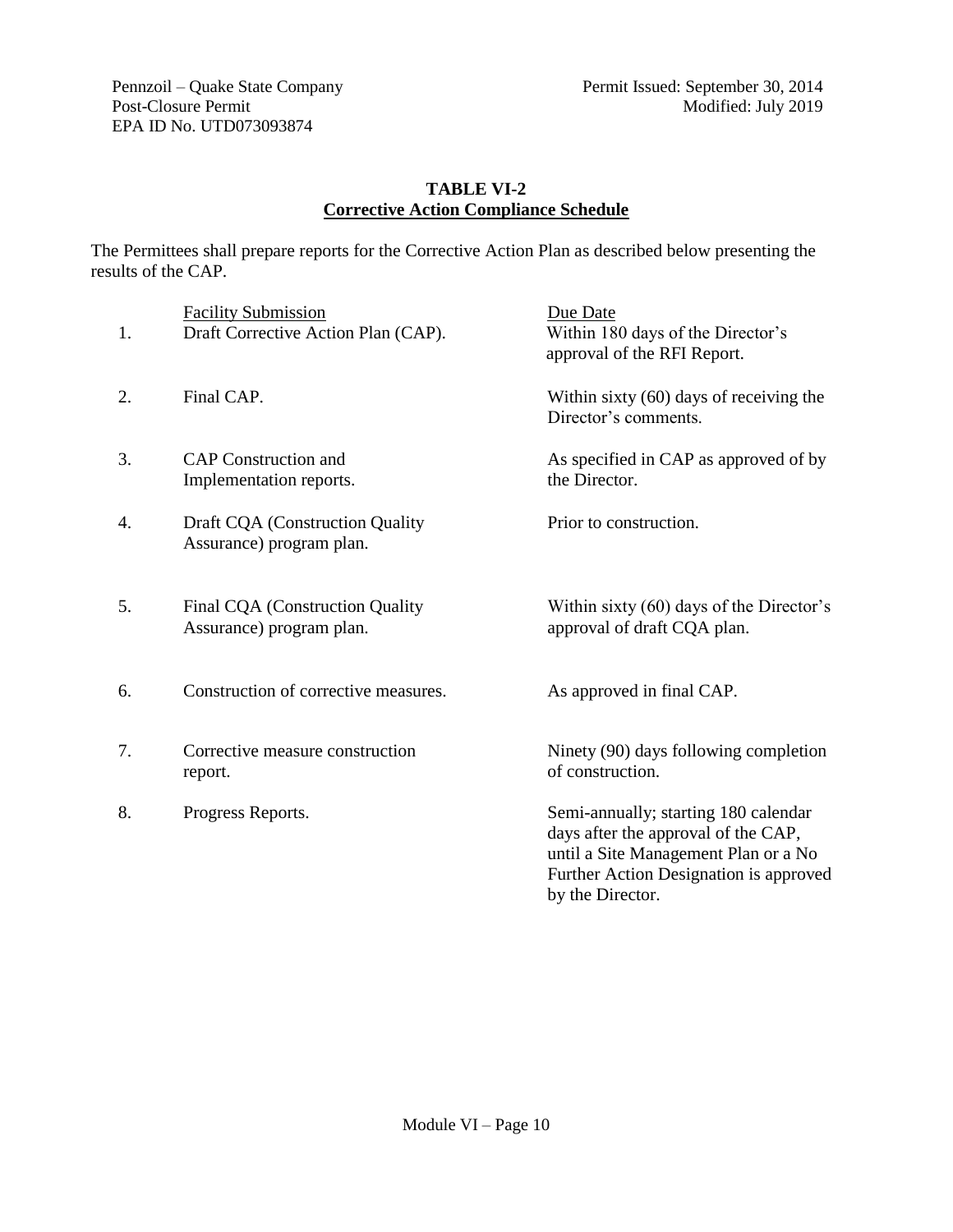**TABLE VI-2**
**Corrective Action Compliance Schedule**

The Permittees shall prepare reports for the Corrective Action Plan as described below presenting the results of the CAP.

| | Facility Submission | Due Date |
|---|---|---|
| 1. | Draft Corrective Action Plan (CAP). | Within 180 days of the Director's approval of the RFI Report. |
| 2. | Final CAP. | Within sixty (60) days of receiving the Director's comments. |
| 3. | CAP Construction and Implementation reports. | As specified in CAP as approved of by the Director. |
| 4. | Draft CQA (Construction Quality Assurance) program plan. | Prior to construction. |
| 5. | Final CQA (Construction Quality Assurance) program plan. | Within sixty (60) days of the Director's approval of draft CQA plan. |
| 6. | Construction of corrective measures. | As approved in final CAP. |
| 7. | Corrective measure construction report. | Ninety (90) days following completion of construction. |
| 8. | Progress Reports. | Semi-annually; starting 180 calendar days after the approval of the CAP, until a Site Management Plan or a No Further Action Designation is approved by the Director. |